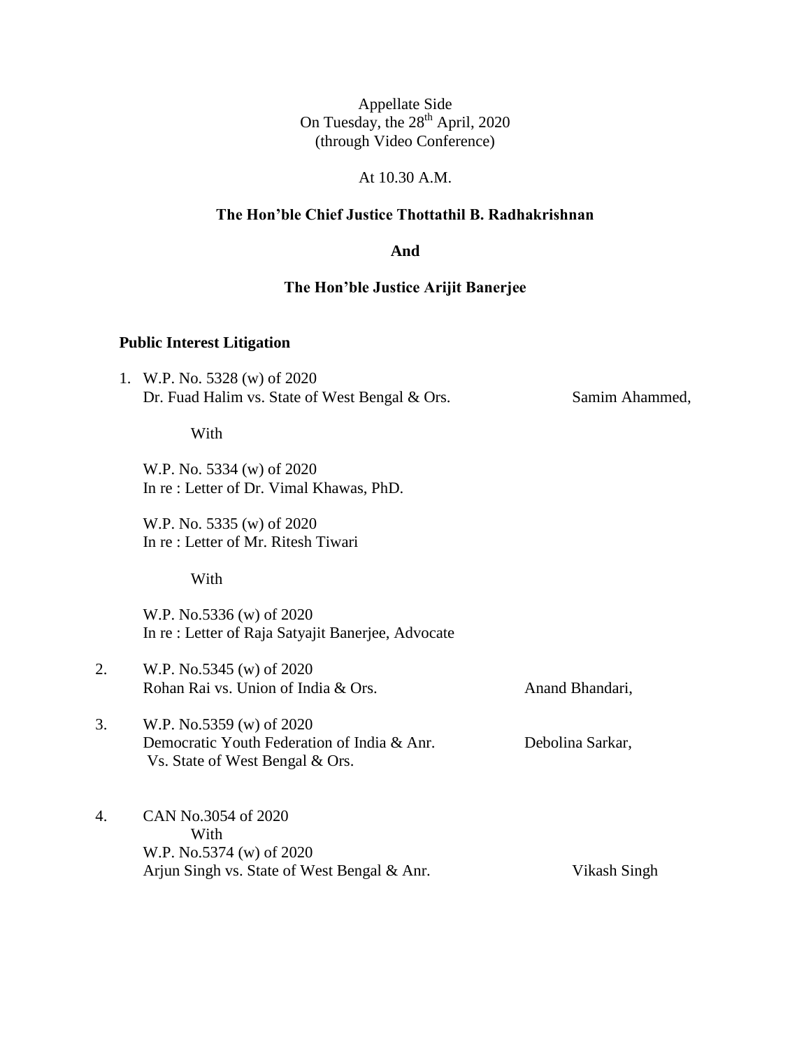Appellate Side
On Tuesday, the 28th April, 2020
(through Video Conference)

At 10.30 A.M.

**The Hon'ble Chief Justice Thottathil B. Radhakrishnan**

**And**

**The Hon'ble Justice Arijit Banerjee**

**Public Interest Litigation**

1. W.P. No. 5328 (w) of 2020
   Dr. Fuad Halim vs. State of West Bengal & Ors. — Samim Ahammed,

   With

   W.P. No. 5334 (w) of 2020
   In re : Letter of Dr. Vimal Khawas, PhD.

   W.P. No. 5335 (w) of 2020
   In re : Letter of Mr. Ritesh Tiwari

   With

   W.P. No.5336 (w) of 2020
   In re : Letter of Raja Satyajit Banerjee, Advocate

2. W.P. No.5345 (w) of 2020
   Rohan Rai vs. Union of India & Ors. — Anand Bhandari,

3. W.P. No.5359 (w) of 2020
   Democratic Youth Federation of India & Anr. Vs. State of West Bengal & Ors. — Debolina Sarkar,

4. CAN No.3054 of 2020
   With
   W.P. No.5374 (w) of 2020
   Arjun Singh vs. State of West Bengal & Anr. — Vikash Singh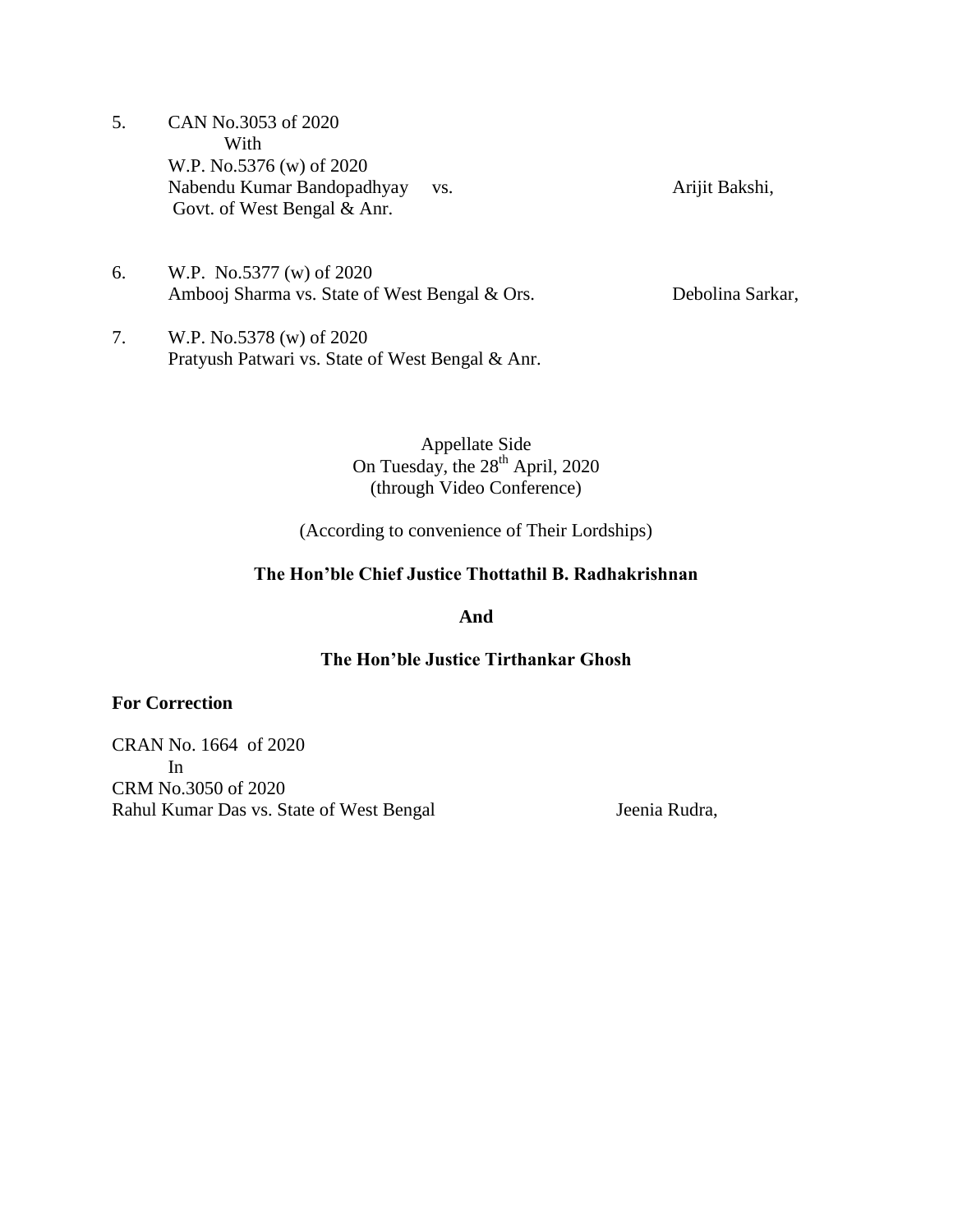5. CAN No.3053 of 2020
   With
   W.P. No.5376 (w) of 2020
   Nabendu Kumar Bandopadhyay vs. Govt. of West Bengal & Anr. — Arijit Bakshi,

6. W.P. No.5377 (w) of 2020
   Ambooj Sharma vs. State of West Bengal & Ors. — Debolina Sarkar,

7. W.P. No.5378 (w) of 2020
   Pratyush Patwari vs. State of West Bengal & Anr.

Appellate Side
On Tuesday, the 28th April, 2020
(through Video Conference)

(According to convenience of Their Lordships)

**The Hon'ble Chief Justice Thottathil B. Radhakrishnan**

**And**

**The Hon'ble Justice Tirthankar Ghosh**

**For Correction**

CRAN No. 1664 of 2020
In
CRM No.3050 of 2020
Rahul Kumar Das vs. State of West Bengal — Jeenia Rudra,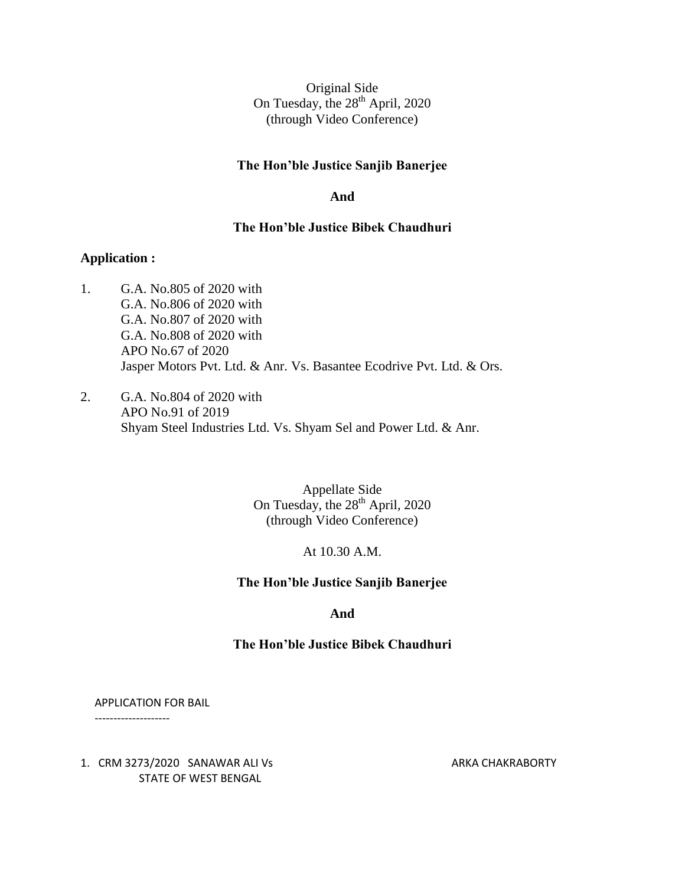Original Side
On Tuesday, the 28th April, 2020
(through Video Conference)

**The Hon'ble Justice Sanjib Banerjee**

**And**

**The Hon'ble Justice Bibek Chaudhuri**

**Application :**

1. G.A. No.805 of 2020 with
   G.A. No.806 of 2020 with
   G.A. No.807 of 2020 with
   G.A. No.808 of 2020 with
   APO No.67 of 2020
   Jasper Motors Pvt. Ltd. & Anr. Vs. Basantee Ecodrive Pvt. Ltd. & Ors.

2. G.A. No.804 of 2020 with
   APO No.91 of 2019
   Shyam Steel Industries Ltd. Vs. Shyam Sel and Power Ltd. & Anr.

Appellate Side
On Tuesday, the 28th April, 2020
(through Video Conference)

At 10.30 A.M.

**The Hon'ble Justice Sanjib Banerjee**

**And**

**The Hon'ble Justice Bibek Chaudhuri**

APPLICATION FOR BAIL
--------------------

1. CRM 3273/2020 SANAWAR ALI Vs STATE OF WEST BENGAL — ARKA CHAKRABORTY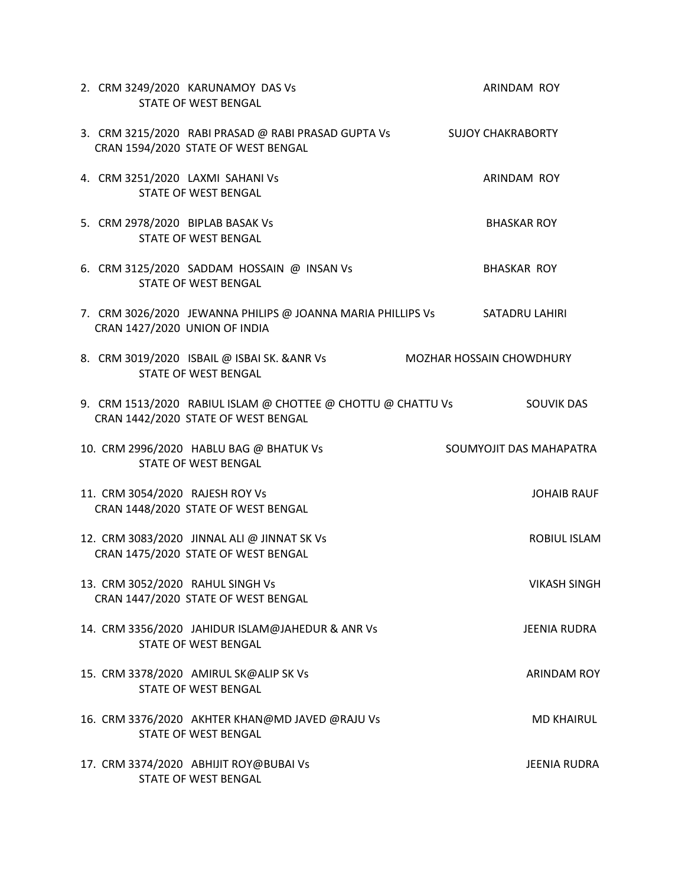2. CRM 3249/2020 KARUNAMOY DAS Vs STATE OF WEST BENGAL — ARINDAM ROY

3. CRM 3215/2020 RABI PRASAD @ RABI PRASAD GUPTA Vs CRAN 1594/2020 STATE OF WEST BENGAL — SUJOY CHAKRABORTY

4. CRM 3251/2020 LAXMI SAHANI Vs STATE OF WEST BENGAL — ARINDAM ROY

5. CRM 2978/2020 BIPLAB BASAK Vs STATE OF WEST BENGAL — BHASKAR ROY

6. CRM 3125/2020 SADDAM HOSSAIN @ INSAN Vs STATE OF WEST BENGAL — BHASKAR ROY

7. CRM 3026/2020 JEWANNA PHILIPS @ JOANNA MARIA PHILLIPS Vs CRAN 1427/2020 UNION OF INDIA — SATADRU LAHIRI

8. CRM 3019/2020 ISBAIL @ ISBAI SK. &ANR Vs STATE OF WEST BENGAL — MOZHAR HOSSAIN CHOWDHURY

9. CRM 1513/2020 RABIUL ISLAM @ CHOTTEE @ CHOTTU @ CHATTU Vs CRAN 1442/2020 STATE OF WEST BENGAL — SOUVIK DAS

10. CRM 2996/2020 HABLU BAG @ BHATUK Vs STATE OF WEST BENGAL — SOUMYOJIT DAS MAHAPATRA

11. CRM 3054/2020 RAJESH ROY Vs CRAN 1448/2020 STATE OF WEST BENGAL — JOHAIB RAUF

12. CRM 3083/2020 JINNAL ALI @ JINNAT SK Vs CRAN 1475/2020 STATE OF WEST BENGAL — ROBIUL ISLAM

13. CRM 3052/2020 RAHUL SINGH Vs CRAN 1447/2020 STATE OF WEST BENGAL — VIKASH SINGH

14. CRM 3356/2020 JAHIDUR ISLAM@JAHEDUR & ANR Vs STATE OF WEST BENGAL — JEENIA RUDRA

15. CRM 3378/2020 AMIRUL SK@ALIP SK Vs STATE OF WEST BENGAL — ARINDAM ROY

16. CRM 3376/2020 AKHTER KHAN@MD JAVED @RAJU Vs STATE OF WEST BENGAL — MD KHAIRUL

17. CRM 3374/2020 ABHIJIT ROY@BUBAI Vs STATE OF WEST BENGAL — JEENIA RUDRA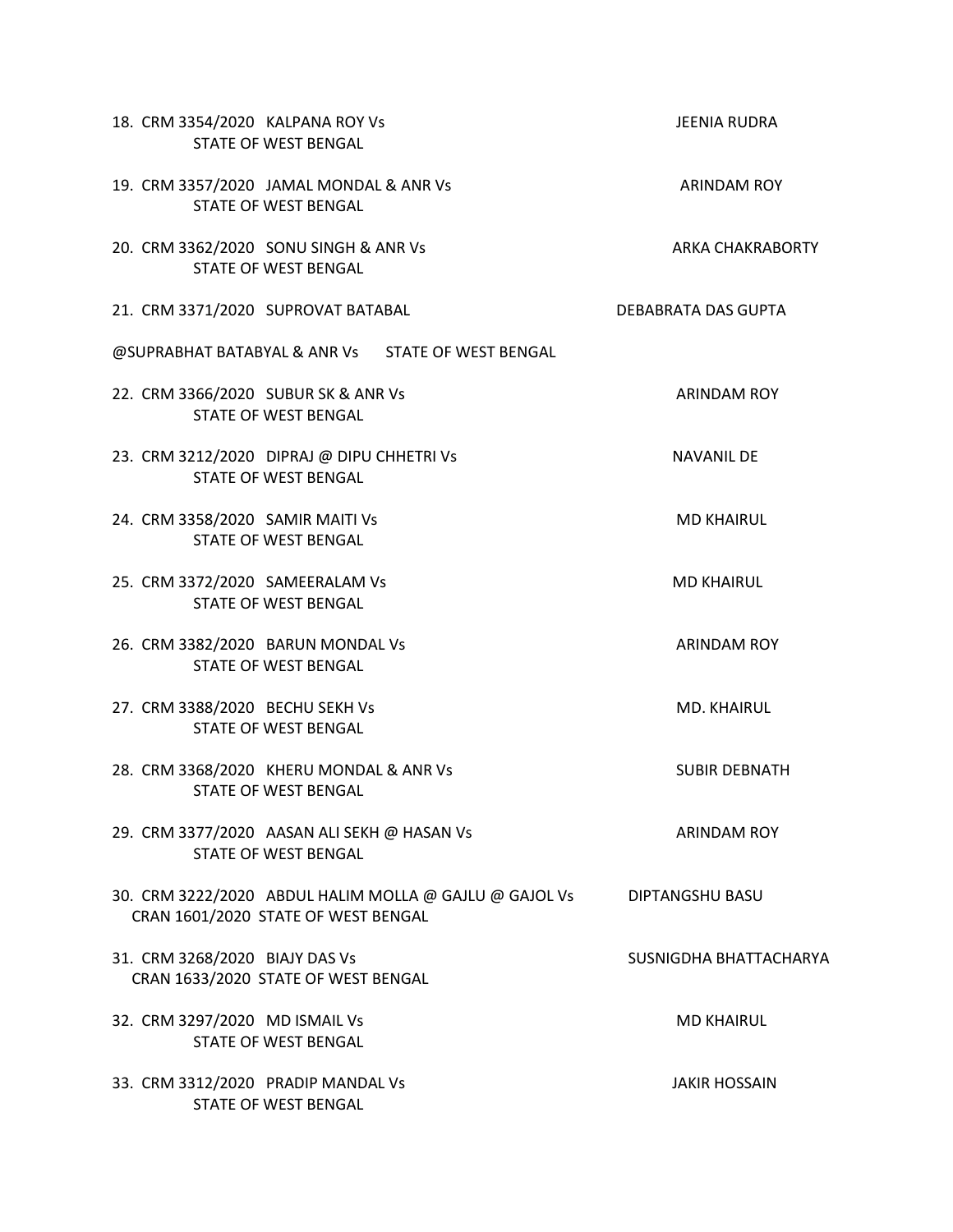18. CRM 3354/2020 KALPANA ROY Vs STATE OF WEST BENGAL — JEENIA RUDRA

19. CRM 3357/2020 JAMAL MONDAL & ANR Vs STATE OF WEST BENGAL — ARINDAM ROY

20. CRM 3362/2020 SONU SINGH & ANR Vs STATE OF WEST BENGAL — ARKA CHAKRABORTY

21. CRM 3371/2020 SUPROVAT BATABAL @SUPRABHAT BATABYAL & ANR Vs STATE OF WEST BENGAL — DEBABRATA DAS GUPTA

22. CRM 3366/2020 SUBUR SK & ANR Vs STATE OF WEST BENGAL — ARINDAM ROY

23. CRM 3212/2020 DIPRAJ @ DIPU CHHETRI Vs STATE OF WEST BENGAL — NAVANIL DE

24. CRM 3358/2020 SAMIR MAITI Vs STATE OF WEST BENGAL — MD KHAIRUL

25. CRM 3372/2020 SAMEERALAM Vs STATE OF WEST BENGAL — MD KHAIRUL

26. CRM 3382/2020 BARUN MONDAL Vs STATE OF WEST BENGAL — ARINDAM ROY

27. CRM 3388/2020 BECHU SEKH Vs STATE OF WEST BENGAL — MD. KHAIRUL

28. CRM 3368/2020 KHERU MONDAL & ANR Vs STATE OF WEST BENGAL — SUBIR DEBNATH

29. CRM 3377/2020 AASAN ALI SEKH @ HASAN Vs STATE OF WEST BENGAL — ARINDAM ROY

30. CRM 3222/2020 CRAN 1601/2020 ABDUL HALIM MOLLA @ GAJLU @ GAJOL Vs STATE OF WEST BENGAL — DIPTANGSHU BASU

31. CRM 3268/2020 CRAN 1633/2020 BIAJY DAS Vs STATE OF WEST BENGAL — SUSNIGDHA BHATTACHARYA

32. CRM 3297/2020 MD ISMAIL Vs STATE OF WEST BENGAL — MD KHAIRUL

33. CRM 3312/2020 PRADIP MANDAL Vs STATE OF WEST BENGAL — JAKIR HOSSAIN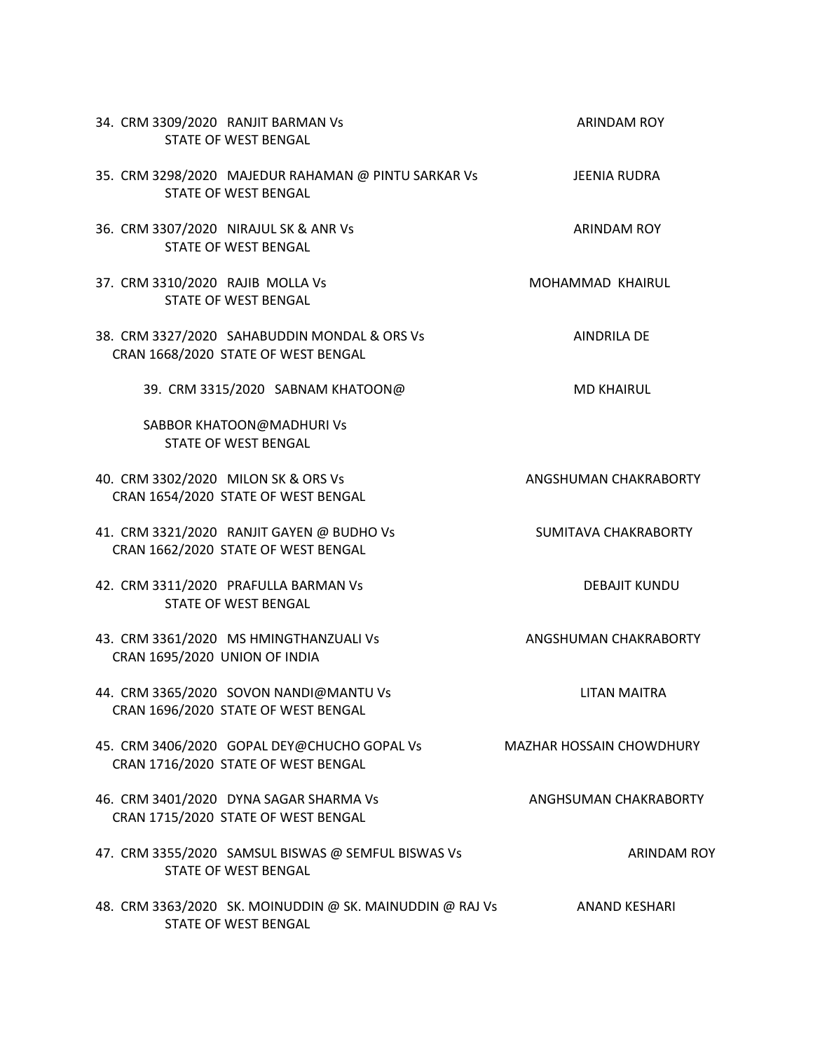34. CRM 3309/2020 RANJIT BARMAN Vs STATE OF WEST BENGAL — ARINDAM ROY

35. CRM 3298/2020 MAJEDUR RAHAMAN @ PINTU SARKAR Vs STATE OF WEST BENGAL — JEENIA RUDRA

36. CRM 3307/2020 NIRAJUL SK & ANR Vs STATE OF WEST BENGAL — ARINDAM ROY

37. CRM 3310/2020 RAJIB MOLLA Vs STATE OF WEST BENGAL — MOHAMMAD KHAIRUL

38. CRM 3327/2020 SAHABUDDIN MONDAL & ORS Vs
    CRAN 1668/2020 STATE OF WEST BENGAL — AINDRILA DE

39. CRM 3315/2020 SABNAM KHATOON@ SABBOR KHATOON@MADHURI Vs STATE OF WEST BENGAL — MD KHAIRUL

40. CRM 3302/2020 MILON SK & ORS Vs
    CRAN 1654/2020 STATE OF WEST BENGAL — ANGSHUMAN CHAKRABORTY

41. CRM 3321/2020 RANJIT GAYEN @ BUDHO Vs
    CRAN 1662/2020 STATE OF WEST BENGAL — SUMITAVA CHAKRABORTY

42. CRM 3311/2020 PRAFULLA BARMAN Vs STATE OF WEST BENGAL — DEBAJIT KUNDU

43. CRM 3361/2020 MS HMINGTHANZUALI Vs
    CRAN 1695/2020 UNION OF INDIA — ANGSHUMAN CHAKRABORTY

44. CRM 3365/2020 SOVON NANDI@MANTU Vs
    CRAN 1696/2020 STATE OF WEST BENGAL — LITAN MAITRA

45. CRM 3406/2020 GOPAL DEY@CHUCHO GOPAL Vs
    CRAN 1716/2020 STATE OF WEST BENGAL — MAZHAR HOSSAIN CHOWDHURY

46. CRM 3401/2020 DYNA SAGAR SHARMA Vs
    CRAN 1715/2020 STATE OF WEST BENGAL — ANGHSUMAN CHAKRABORTY

47. CRM 3355/2020 SAMSUL BISWAS @ SEMFUL BISWAS Vs STATE OF WEST BENGAL — ARINDAM ROY

48. CRM 3363/2020 SK. MOINUDDIN @ SK. MAINUDDIN @ RAJ Vs STATE OF WEST BENGAL — ANAND KESHARI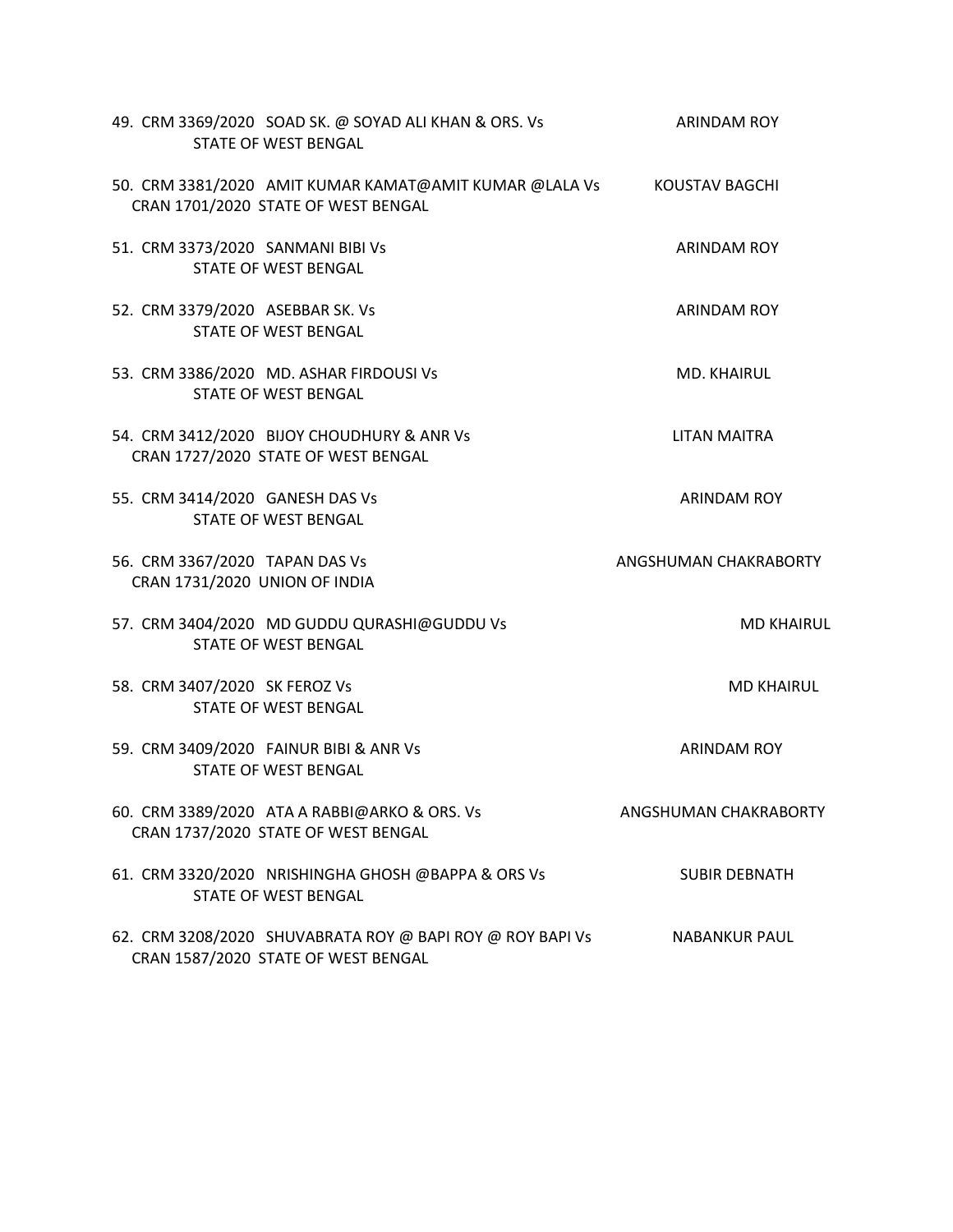49. CRM 3369/2020 SOAD SK. @ SOYAD ALI KHAN & ORS. Vs STATE OF WEST BENGAL — ARINDAM ROY

50. CRM 3381/2020 AMIT KUMAR KAMAT@AMIT KUMAR @LALA Vs — KOUSTAV BAGCHI
    CRAN 1701/2020 STATE OF WEST BENGAL

51. CRM 3373/2020 SANMANI BIBI Vs STATE OF WEST BENGAL — ARINDAM ROY

52. CRM 3379/2020 ASEBBAR SK. Vs STATE OF WEST BENGAL — ARINDAM ROY

53. CRM 3386/2020 MD. ASHAR FIRDOUSI Vs STATE OF WEST BENGAL — MD. KHAIRUL

54. CRM 3412/2020 BIJOY CHOUDHURY & ANR Vs — LITAN MAITRA
    CRAN 1727/2020 STATE OF WEST BENGAL

55. CRM 3414/2020 GANESH DAS Vs STATE OF WEST BENGAL — ARINDAM ROY

56. CRM 3367/2020 TAPAN DAS Vs — ANGSHUMAN CHAKRABORTY
    CRAN 1731/2020 UNION OF INDIA

57. CRM 3404/2020 MD GUDDU QURASHI@GUDDU Vs STATE OF WEST BENGAL — MD KHAIRUL

58. CRM 3407/2020 SK FEROZ Vs STATE OF WEST BENGAL — MD KHAIRUL

59. CRM 3409/2020 FAINUR BIBI & ANR Vs STATE OF WEST BENGAL — ARINDAM ROY

60. CRM 3389/2020 ATA A RABBI@ARKO & ORS. Vs — ANGSHUMAN CHAKRABORTY
    CRAN 1737/2020 STATE OF WEST BENGAL

61. CRM 3320/2020 NRISHINGHA GHOSH @BAPPA & ORS Vs STATE OF WEST BENGAL — SUBIR DEBNATH

62. CRM 3208/2020 SHUVABRATA ROY @ BAPI ROY @ ROY BAPI Vs — NABANKUR PAUL
    CRAN 1587/2020 STATE OF WEST BENGAL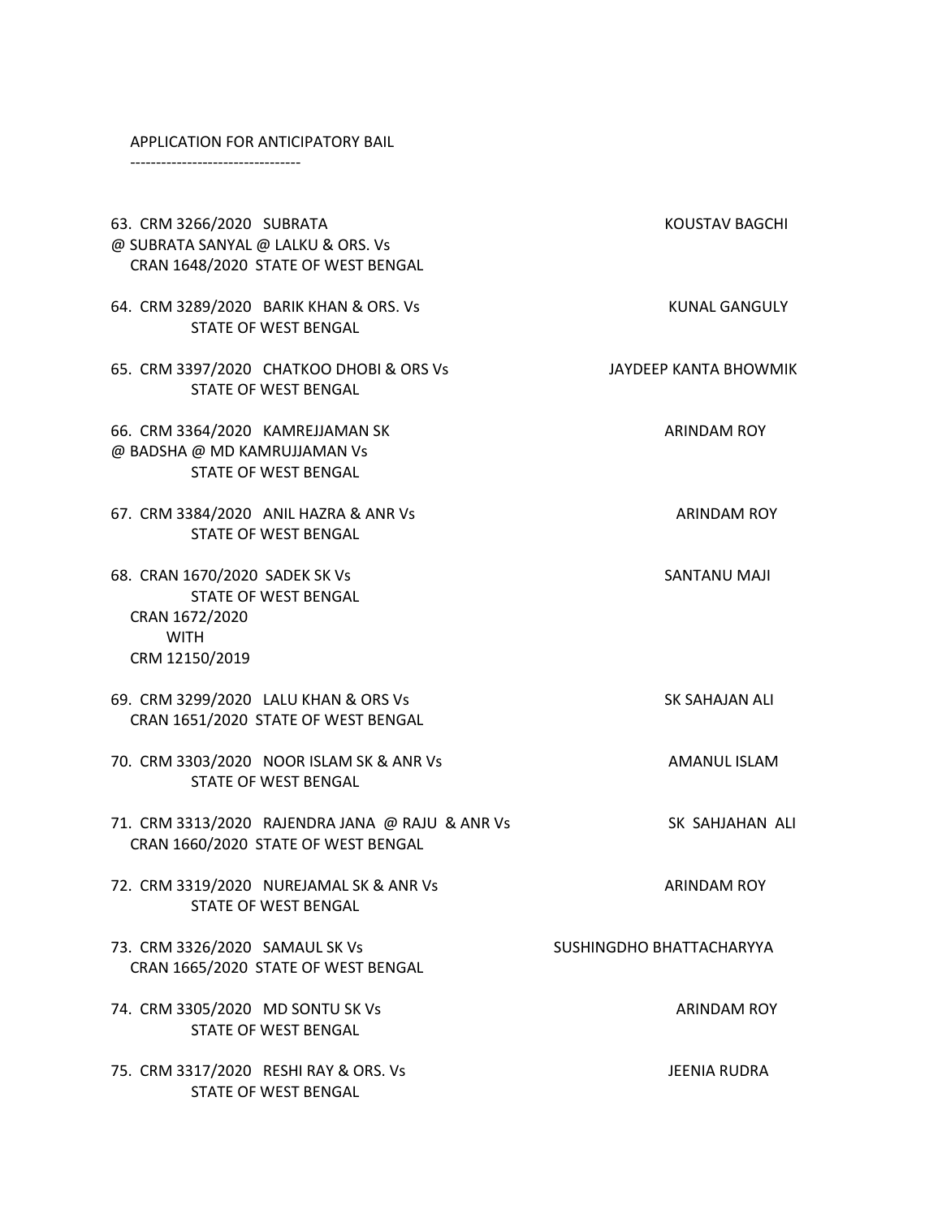APPLICATION FOR ANTICIPATORY BAIL
--------------------------------

63. CRM 3266/2020 SUBRATA @ SUBRATA SANYAL @ LALKU & ORS. Vs STATE OF WEST BENGAL — KOUSTAV BAGCHI
    CRAN 1648/2020

64. CRM 3289/2020 BARIK KHAN & ORS. Vs STATE OF WEST BENGAL — KUNAL GANGULY

65. CRM 3397/2020 CHATKOO DHOBI & ORS Vs STATE OF WEST BENGAL — JAYDEEP KANTA BHOWMIK

66. CRM 3364/2020 KAMREJJAMAN SK @ BADSHA @ MD KAMRUJJAMAN Vs STATE OF WEST BENGAL — ARINDAM ROY

67. CRM 3384/2020 ANIL HAZRA & ANR Vs STATE OF WEST BENGAL — ARINDAM ROY

68. CRAN 1670/2020 SADEK SK Vs STATE OF WEST BENGAL — SANTANU MAJI
    CRAN 1672/2020
    WITH
    CRM 12150/2019

69. CRM 3299/2020 LALU KHAN & ORS Vs STATE OF WEST BENGAL — SK SAHAJAN ALI
    CRAN 1651/2020

70. CRM 3303/2020 NOOR ISLAM SK & ANR Vs STATE OF WEST BENGAL — AMANUL ISLAM

71. CRM 3313/2020 RAJENDRA JANA @ RAJU & ANR Vs STATE OF WEST BENGAL — SK SAHJAHAN ALI
    CRAN 1660/2020

72. CRM 3319/2020 NUREJAMAL SK & ANR Vs STATE OF WEST BENGAL — ARINDAM ROY

73. CRM 3326/2020 SAMAUL SK Vs STATE OF WEST BENGAL — SUSHINGDHO BHATTACHARYYA
    CRAN 1665/2020

74. CRM 3305/2020 MD SONTU SK Vs STATE OF WEST BENGAL — ARINDAM ROY

75. CRM 3317/2020 RESHI RAY & ORS. Vs STATE OF WEST BENGAL — JEENIA RUDRA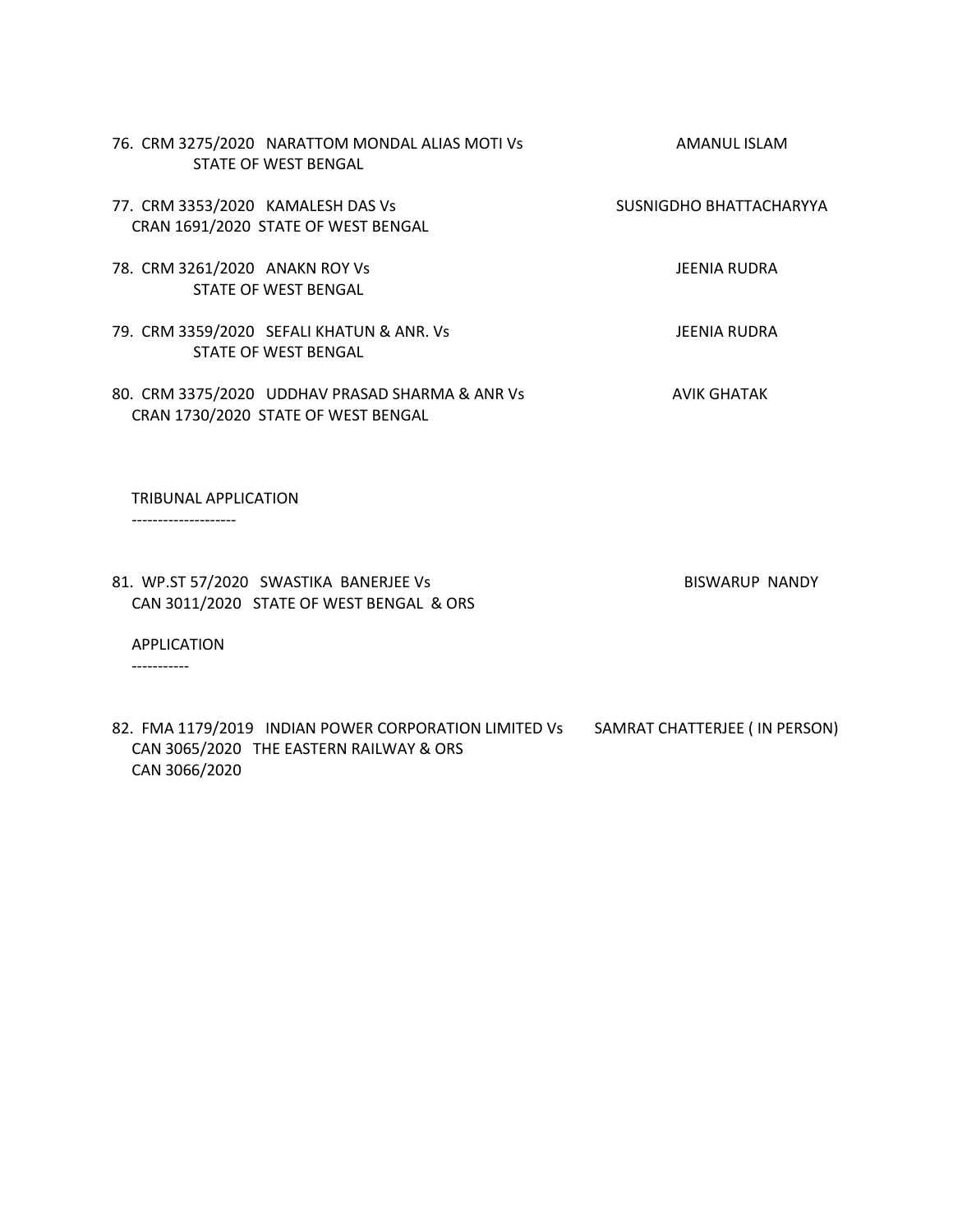76. CRM 3275/2020 NARATTOM MONDAL ALIAS MOTI Vs STATE OF WEST BENGAL — AMANUL ISLAM

77. CRM 3353/2020 KAMALESH DAS Vs
    CRAN 1691/2020 STATE OF WEST BENGAL — SUSNIGDHO BHATTACHARYYA

78. CRM 3261/2020 ANAKN ROY Vs STATE OF WEST BENGAL — JEENIA RUDRA

79. CRM 3359/2020 SEFALI KHATUN & ANR. Vs STATE OF WEST BENGAL — JEENIA RUDRA

80. CRM 3375/2020 UDDHAV PRASAD SHARMA & ANR Vs
    CRAN 1730/2020 STATE OF WEST BENGAL — AVIK GHATAK

TRIBUNAL APPLICATION
--------------------

81. WP.ST 57/2020 SWASTIKA BANERJEE Vs
    CAN 3011/2020 STATE OF WEST BENGAL & ORS — BISWARUP NANDY

APPLICATION
-----------

82. FMA 1179/2019 INDIAN POWER CORPORATION LIMITED Vs
    CAN 3065/2020 THE EASTERN RAILWAY & ORS
    CAN 3066/2020 — SAMRAT CHATTERJEE ( IN PERSON)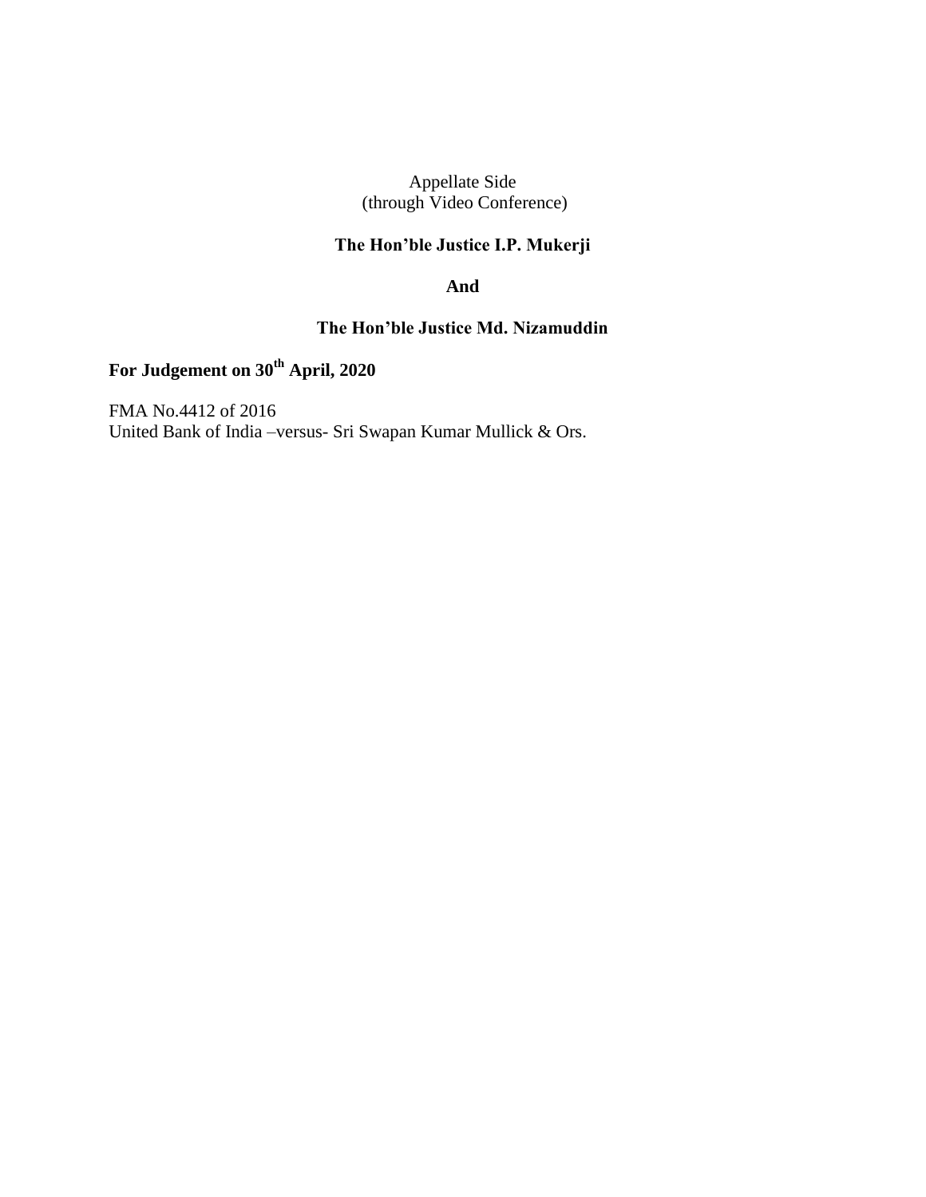Appellate Side
(through Video Conference)

**The Hon'ble Justice I.P. Mukerji**

**And**

**The Hon'ble Justice Md. Nizamuddin**

**For Judgement on 30th April, 2020**

FMA No.4412 of 2016
United Bank of India –versus- Sri Swapan Kumar Mullick & Ors.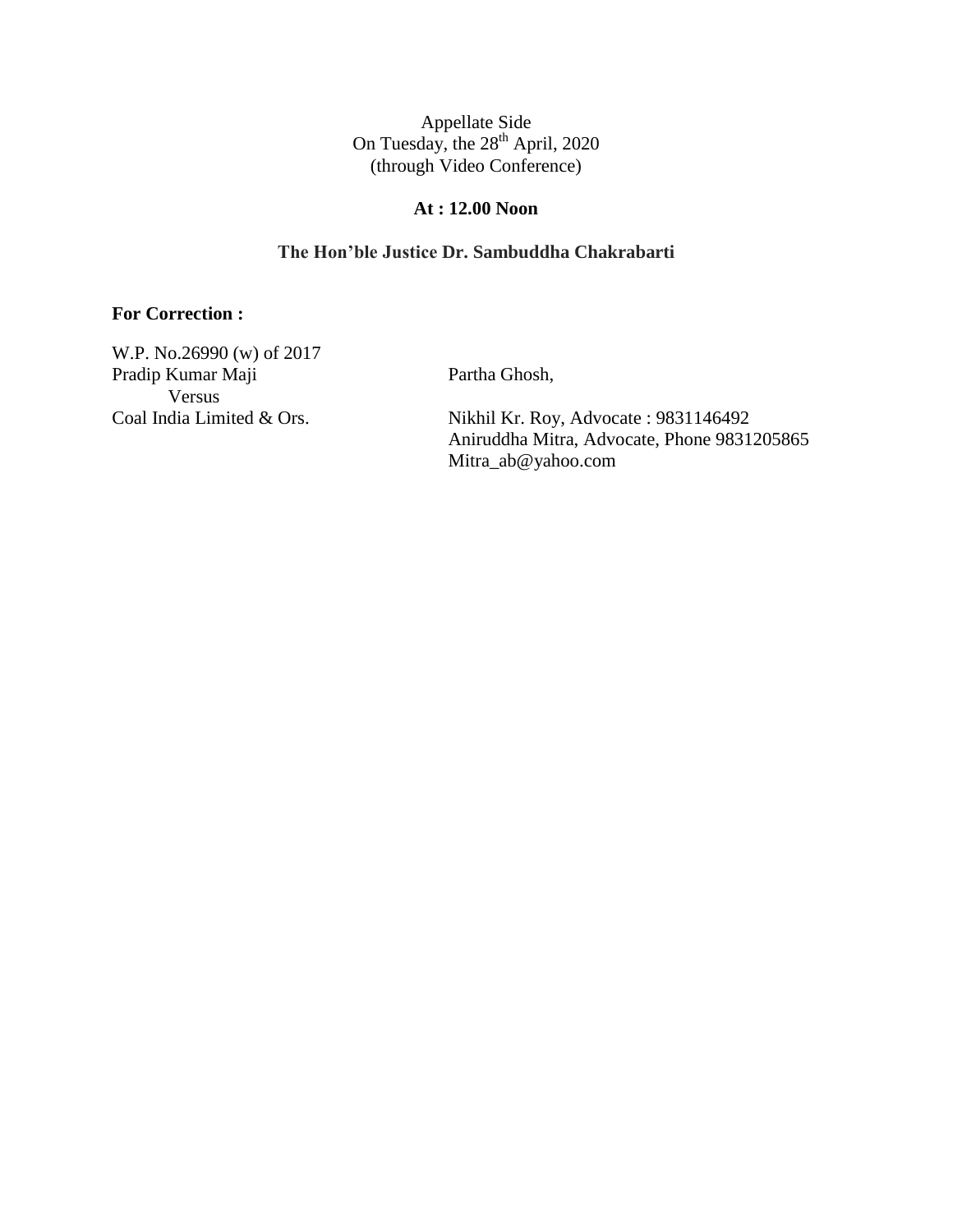Appellate Side
On Tuesday, the 28th April, 2020
(through Video Conference)

**At : 12.00 Noon**

**The Hon'ble Justice Dr. Sambuddha Chakrabarti**

**For Correction :**

W.P. No.26990 (w) of 2017
Pradip Kumar Maji
Versus
Coal India Limited & Ors.

Partha Ghosh,

Nikhil Kr. Roy, Advocate : 9831146492
Aniruddha Mitra, Advocate, Phone 9831205865
Mitra_ab@yahoo.com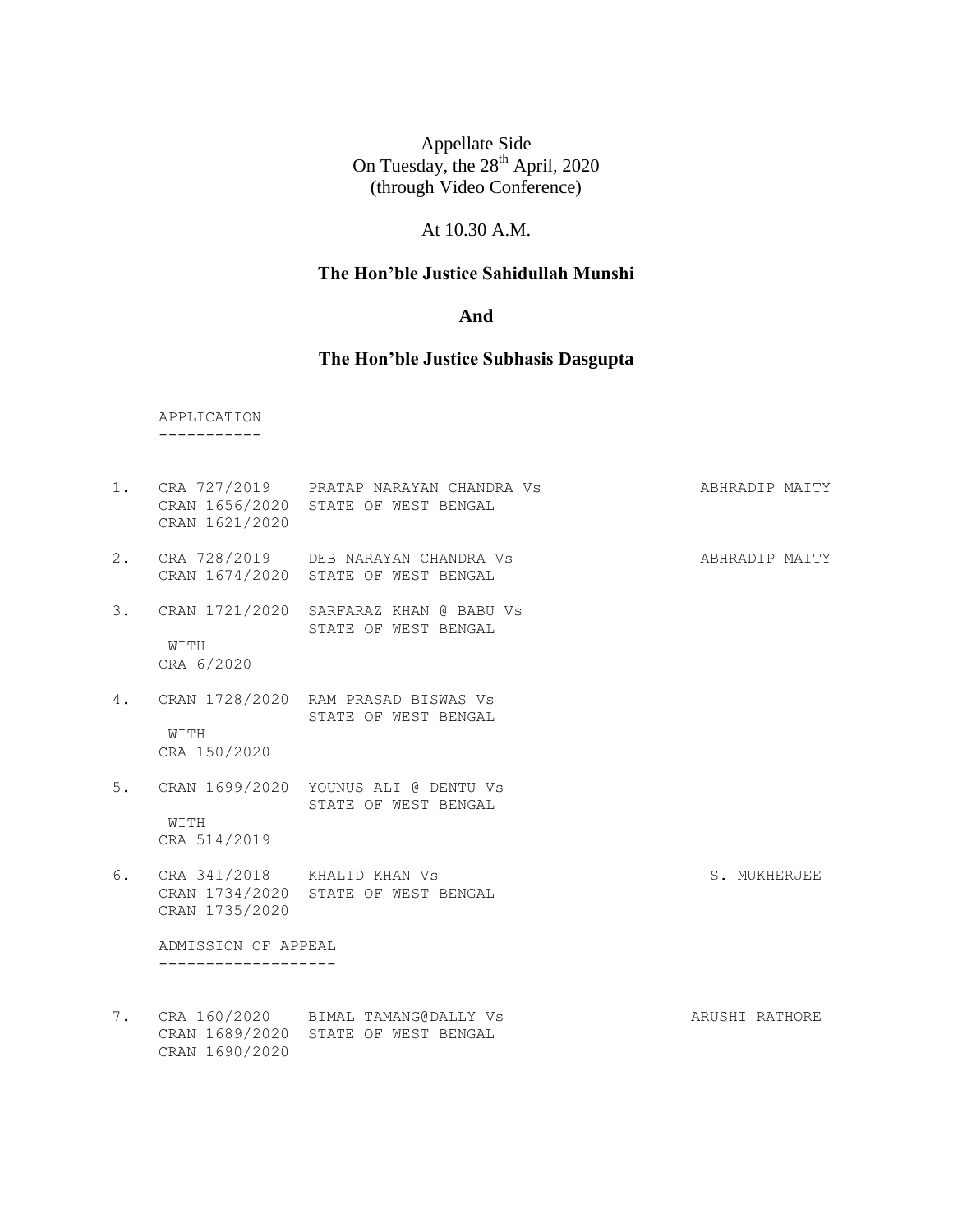Appellate Side
On Tuesday, the 28th April, 2020
(through Video Conference)

At 10.30 A.M.

**The Hon'ble Justice Sahidullah Munshi**

**And**

**The Hon'ble Justice Subhasis Dasgupta**

APPLICATION
-----------

1. CRA 727/2019 PRATAP NARAYAN CHANDRA Vs ABHRADIP MAITY
   CRAN 1656/2020 STATE OF WEST BENGAL
   CRAN 1621/2020

2. CRA 728/2019 DEB NARAYAN CHANDRA Vs ABHRADIP MAITY
   CRAN 1674/2020 STATE OF WEST BENGAL

3. CRAN 1721/2020 SARFARAZ KHAN @ BABU Vs
   STATE OF WEST BENGAL
   WITH
   CRA 6/2020

4. CRAN 1728/2020 RAM PRASAD BISWAS Vs
   STATE OF WEST BENGAL
   WITH
   CRA 150/2020

5. CRAN 1699/2020 YOUNUS ALI @ DENTU Vs
   STATE OF WEST BENGAL
   WITH
   CRA 514/2019

6. CRA 341/2018 KHALID KHAN Vs S. MUKHERJEE
   CRAN 1734/2020 STATE OF WEST BENGAL
   CRAN 1735/2020

ADMISSION OF APPEAL
-------------------

7. CRA 160/2020 BIMAL TAMANG@DALLY Vs ARUSHI RATHORE
   CRAN 1689/2020 STATE OF WEST BENGAL
   CRAN 1690/2020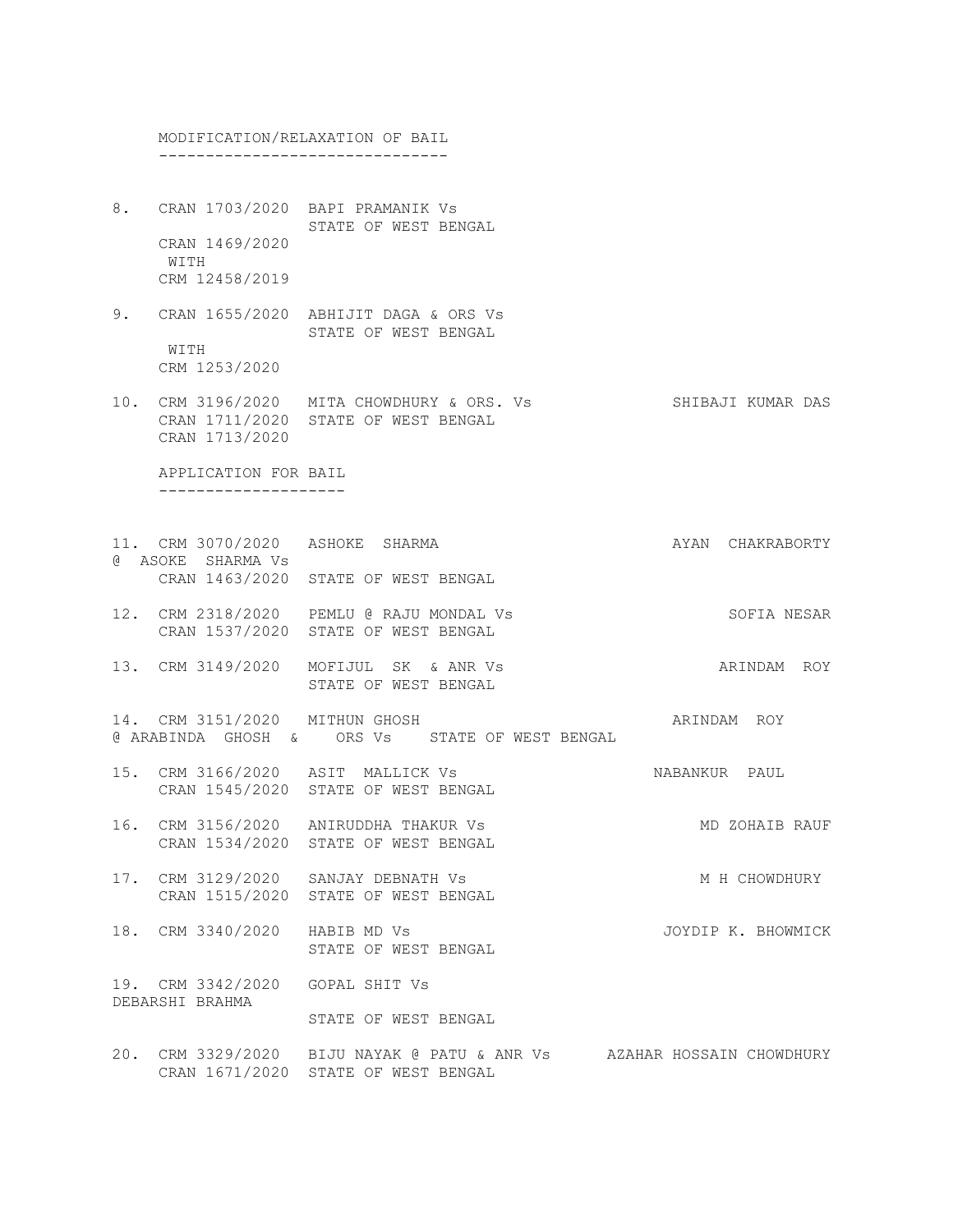## MODIFICATION/RELAXATION OF BAIL

8. CRAN 1703/2020 BAPI PRAMANIK Vs
   STATE OF WEST BENGAL
   CRAN 1469/2020
   WITH
   CRM 12458/2019

9. CRAN 1655/2020 ABHIJIT DAGA & ORS Vs
   STATE OF WEST BENGAL
   WITH
   CRM 1253/2020

10. CRM 3196/2020 MITA CHOWDHURY & ORS. Vs — SHIBAJI KUMAR DAS
    CRAN 1711/2020 STATE OF WEST BENGAL
    CRAN 1713/2020

## APPLICATION FOR BAIL

11. CRM 3070/2020 ASHOKE SHARMA @ ASOKE SHARMA Vs — AYAN CHAKRABORTY
    CRAN 1463/2020 STATE OF WEST BENGAL

12. CRM 2318/2020 PEMLU @ RAJU MONDAL Vs — SOFIA NESAR
    CRAN 1537/2020 STATE OF WEST BENGAL

13. CRM 3149/2020 MOFIJUL SK & ANR Vs — ARINDAM ROY
    STATE OF WEST BENGAL

14. CRM 3151/2020 MITHUN GHOSH @ ARABINDA GHOSH & ORS Vs STATE OF WEST BENGAL — ARINDAM ROY

15. CRM 3166/2020 ASIT MALLICK Vs — NABANKUR PAUL
    CRAN 1545/2020 STATE OF WEST BENGAL

16. CRM 3156/2020 ANIRUDDHA THAKUR Vs — MD ZOHAIB RAUF
    CRAN 1534/2020 STATE OF WEST BENGAL

17. CRM 3129/2020 SANJAY DEBNATH Vs — M H CHOWDHURY
    CRAN 1515/2020 STATE OF WEST BENGAL

18. CRM 3340/2020 HABIB MD Vs — JOYDIP K. BHOWMICK
    STATE OF WEST BENGAL

19. CRM 3342/2020 GOPAL SHIT Vs — DEBARSHI BRAHMA
    STATE OF WEST BENGAL

20. CRM 3329/2020 BIJU NAYAK @ PATU & ANR Vs — AZAHAR HOSSAIN CHOWDHURY
    CRAN 1671/2020 STATE OF WEST BENGAL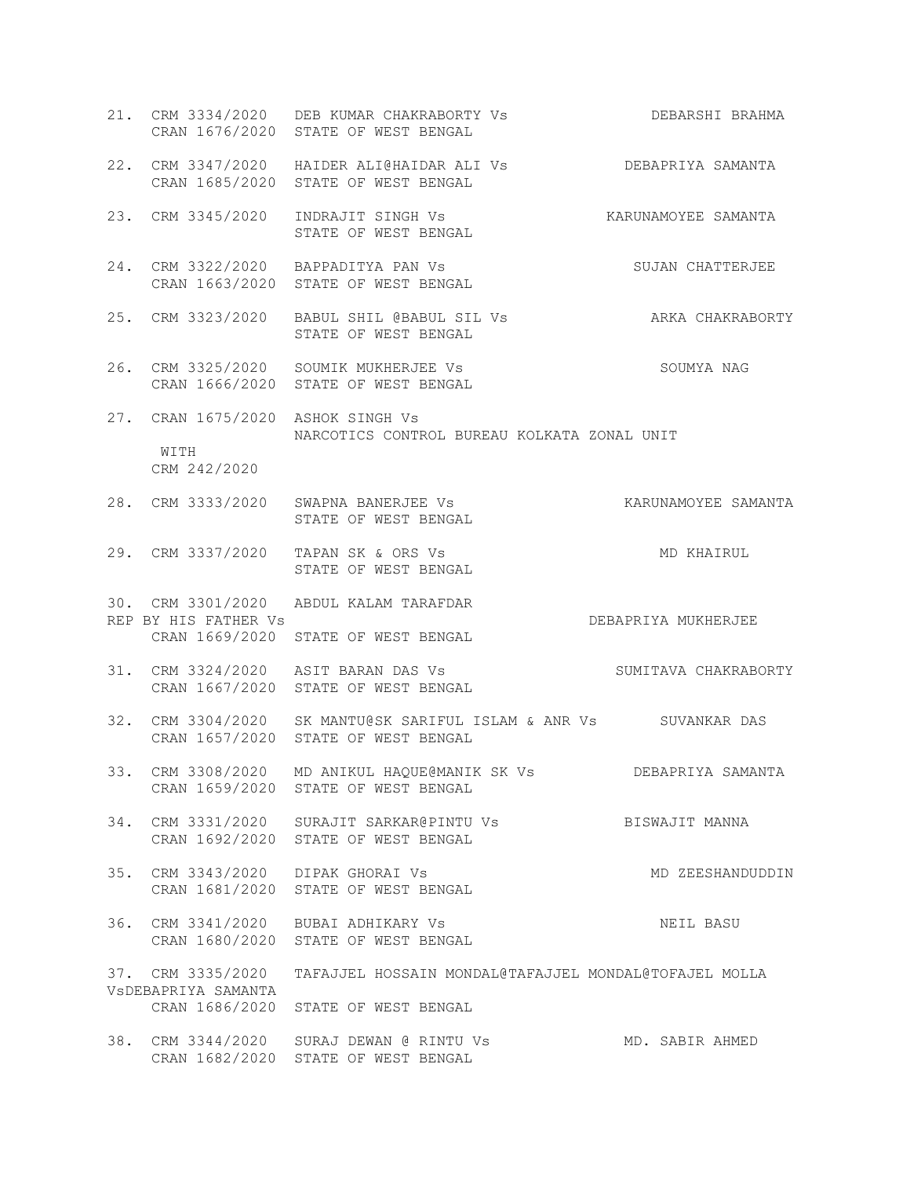21. CRM 3334/2020 DEB KUMAR CHAKRABORTY Vs DEBARSHI BRAHMA
    CRAN 1676/2020 STATE OF WEST BENGAL

22. CRM 3347/2020 HAIDER ALI@HAIDAR ALI Vs DEBAPRIYA SAMANTA
    CRAN 1685/2020 STATE OF WEST BENGAL

23. CRM 3345/2020 INDRAJIT SINGH Vs KARUNAMOYEE SAMANTA
    STATE OF WEST BENGAL

24. CRM 3322/2020 BAPPADITYA PAN Vs SUJAN CHATTERJEE
    CRAN 1663/2020 STATE OF WEST BENGAL

25. CRM 3323/2020 BABUL SHIL @BABUL SIL Vs ARKA CHAKRABORTY
    STATE OF WEST BENGAL

26. CRM 3325/2020 SOUMIK MUKHERJEE Vs SOUMYA NAG
    CRAN 1666/2020 STATE OF WEST BENGAL

27. CRAN 1675/2020 ASHOK SINGH Vs
    NARCOTICS CONTROL BUREAU KOLKATA ZONAL UNIT
    WITH
    CRM 242/2020

28. CRM 3333/2020 SWAPNA BANERJEE Vs KARUNAMOYEE SAMANTA
    STATE OF WEST BENGAL

29. CRM 3337/2020 TAPAN SK & ORS Vs MD KHAIRUL
    STATE OF WEST BENGAL

30. CRM 3301/2020 ABDUL KALAM TARAFDAR
    REP BY HIS FATHER Vs DEBAPRIYA MUKHERJEE
    CRAN 1669/2020 STATE OF WEST BENGAL

31. CRM 3324/2020 ASIT BARAN DAS Vs SUMITAVA CHAKRABORTY
    CRAN 1667/2020 STATE OF WEST BENGAL

32. CRM 3304/2020 SK MANTU@SK SARIFUL ISLAM & ANR Vs SUVANKAR DAS
    CRAN 1657/2020 STATE OF WEST BENGAL

33. CRM 3308/2020 MD ANIKUL HAQUE@MANIK SK Vs DEBAPRIYA SAMANTA
    CRAN 1659/2020 STATE OF WEST BENGAL

34. CRM 3331/2020 SURAJIT SARKAR@PINTU Vs BISWAJIT MANNA
    CRAN 1692/2020 STATE OF WEST BENGAL

35. CRM 3343/2020 DIPAK GHORAI Vs MD ZEESHANDUDDIN
    CRAN 1681/2020 STATE OF WEST BENGAL

36. CRM 3341/2020 BUBAI ADHIKARY Vs NEIL BASU
    CRAN 1680/2020 STATE OF WEST BENGAL

37. CRM 3335/2020 TAFAJJEL HOSSAIN MONDAL@TAFAJJEL MONDAL@TOFAJEL MOLLA
    VsDEBAPRIYA SAMANTA
    CRAN 1686/2020 STATE OF WEST BENGAL

38. CRM 3344/2020 SURAJ DEWAN @ RINTU Vs MD. SABIR AHMED
    CRAN 1682/2020 STATE OF WEST BENGAL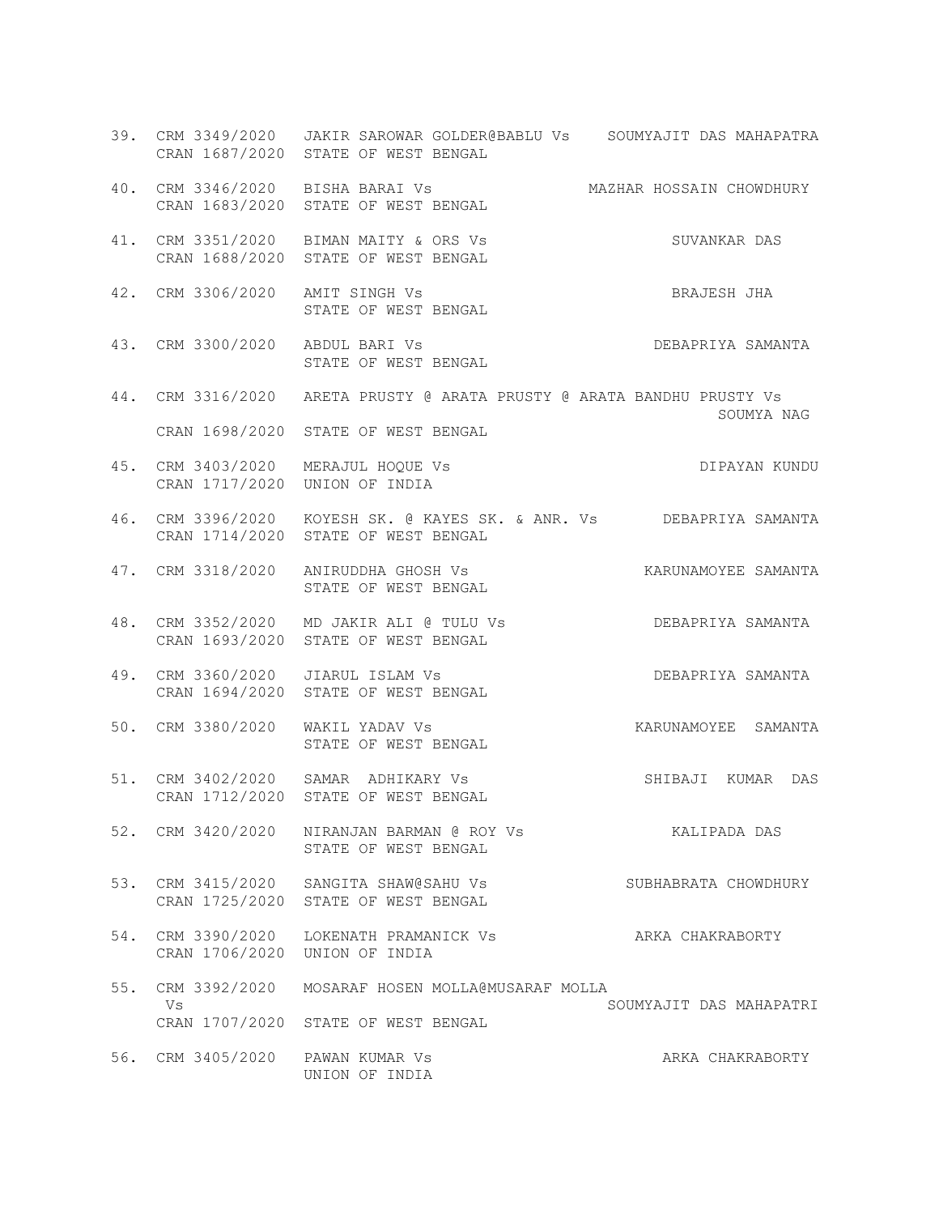39. CRM 3349/2020 JAKIR SAROWAR GOLDER@BABLU Vs SOUMYAJIT DAS MAHAPATRA
    CRAN 1687/2020 STATE OF WEST BENGAL

40. CRM 3346/2020 BISHA BARAI Vs MAZHAR HOSSAIN CHOWDHURY
    CRAN 1683/2020 STATE OF WEST BENGAL

41. CRM 3351/2020 BIMAN MAITY & ORS Vs SUVANKAR DAS
    CRAN 1688/2020 STATE OF WEST BENGAL

42. CRM 3306/2020 AMIT SINGH Vs BRAJESH JHA
    STATE OF WEST BENGAL

43. CRM 3300/2020 ABDUL BARI Vs DEBAPRIYA SAMANTA
    STATE OF WEST BENGAL

44. CRM 3316/2020 ARETA PRUSTY @ ARATA PRUSTY @ ARATA BANDHU PRUSTY Vs SOUMYA NAG
    CRAN 1698/2020 STATE OF WEST BENGAL

45. CRM 3403/2020 MERAJUL HOQUE Vs DIPAYAN KUNDU
    CRAN 1717/2020 UNION OF INDIA

46. CRM 3396/2020 KOYESH SK. @ KAYES SK. & ANR. Vs DEBAPRIYA SAMANTA
    CRAN 1714/2020 STATE OF WEST BENGAL

47. CRM 3318/2020 ANIRUDDHA GHOSH Vs KARUNAMOYEE SAMANTA
    STATE OF WEST BENGAL

48. CRM 3352/2020 MD JAKIR ALI @ TULU Vs DEBAPRIYA SAMANTA
    CRAN 1693/2020 STATE OF WEST BENGAL

49. CRM 3360/2020 JIARUL ISLAM Vs DEBAPRIYA SAMANTA
    CRAN 1694/2020 STATE OF WEST BENGAL

50. CRM 3380/2020 WAKIL YADAV Vs KARUNAMOYEE SAMANTA
    STATE OF WEST BENGAL

51. CRM 3402/2020 SAMAR ADHIKARY Vs SHIBAJI KUMAR DAS
    CRAN 1712/2020 STATE OF WEST BENGAL

52. CRM 3420/2020 NIRANJAN BARMAN @ ROY Vs KALIPADA DAS
    STATE OF WEST BENGAL

53. CRM 3415/2020 SANGITA SHAW@SAHU Vs SUBHABRATA CHOWDHURY
    CRAN 1725/2020 STATE OF WEST BENGAL

54. CRM 3390/2020 LOKENATH PRAMANICK Vs ARKA CHAKRABORTY
    CRAN 1706/2020 UNION OF INDIA

55. CRM 3392/2020 MOSARAF HOSEN MOLLA@MUSARAF MOLLA Vs SOUMYAJIT DAS MAHAPATRI
    CRAN 1707/2020 STATE OF WEST BENGAL

56. CRM 3405/2020 PAWAN KUMAR Vs ARKA CHAKRABORTY
    UNION OF INDIA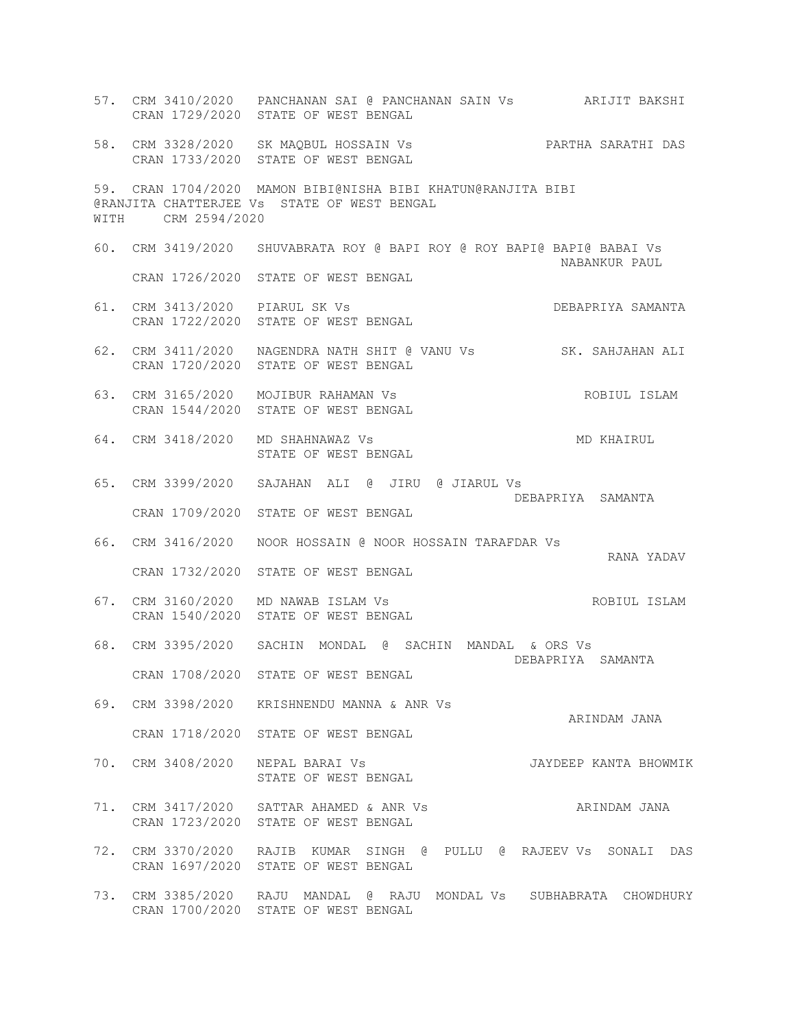57. CRM 3410/2020 PANCHANAN SAI @ PANCHANAN SAIN Vs ARIJIT BAKSHI
    CRAN 1729/2020 STATE OF WEST BENGAL

58. CRM 3328/2020 SK MAQBUL HOSSAIN Vs PARTHA SARATHI DAS
    CRAN 1733/2020 STATE OF WEST BENGAL

59. CRAN 1704/2020 MAMON BIBI@NISHA BIBI KHATUN@RANJITA BIBI
    @RANJITA CHATTERJEE Vs STATE OF WEST BENGAL
    WITH CRM 2594/2020

60. CRM 3419/2020 SHUVABRATA ROY @ BAPI ROY @ ROY BAPI@ BAPI@ BABAI Vs NABANKUR PAUL
    CRAN 1726/2020 STATE OF WEST BENGAL

61. CRM 3413/2020 PIARUL SK Vs DEBAPRIYA SAMANTA
    CRAN 1722/2020 STATE OF WEST BENGAL

62. CRM 3411/2020 NAGENDRA NATH SHIT @ VANU Vs SK. SAHJAHAN ALI
    CRAN 1720/2020 STATE OF WEST BENGAL

63. CRM 3165/2020 MOJIBUR RAHAMAN Vs ROBIUL ISLAM
    CRAN 1544/2020 STATE OF WEST BENGAL

64. CRM 3418/2020 MD SHAHNAWAZ Vs MD KHAIRUL
    STATE OF WEST BENGAL

65. CRM 3399/2020 SAJAHAN ALI @ JIRU @ JIARUL Vs DEBAPRIYA SAMANTA
    CRAN 1709/2020 STATE OF WEST BENGAL

66. CRM 3416/2020 NOOR HOSSAIN @ NOOR HOSSAIN TARAFDAR Vs RANA YADAV
    CRAN 1732/2020 STATE OF WEST BENGAL

67. CRM 3160/2020 MD NAWAB ISLAM Vs ROBIUL ISLAM
    CRAN 1540/2020 STATE OF WEST BENGAL

68. CRM 3395/2020 SACHIN MONDAL @ SACHIN MANDAL & ORS Vs DEBAPRIYA SAMANTA
    CRAN 1708/2020 STATE OF WEST BENGAL

69. CRM 3398/2020 KRISHNENDU MANNA & ANR Vs ARINDAM JANA
    CRAN 1718/2020 STATE OF WEST BENGAL

70. CRM 3408/2020 NEPAL BARAI Vs JAYDEEP KANTA BHOWMIK
    STATE OF WEST BENGAL

71. CRM 3417/2020 SATTAR AHAMED & ANR Vs ARINDAM JANA
    CRAN 1723/2020 STATE OF WEST BENGAL

72. CRM 3370/2020 RAJIB KUMAR SINGH @ PULLU @ RAJEEV Vs SONALI DAS
    CRAN 1697/2020 STATE OF WEST BENGAL

73. CRM 3385/2020 RAJU MANDAL @ RAJU MONDAL Vs SUBHABRATA CHOWDHURY
    CRAN 1700/2020 STATE OF WEST BENGAL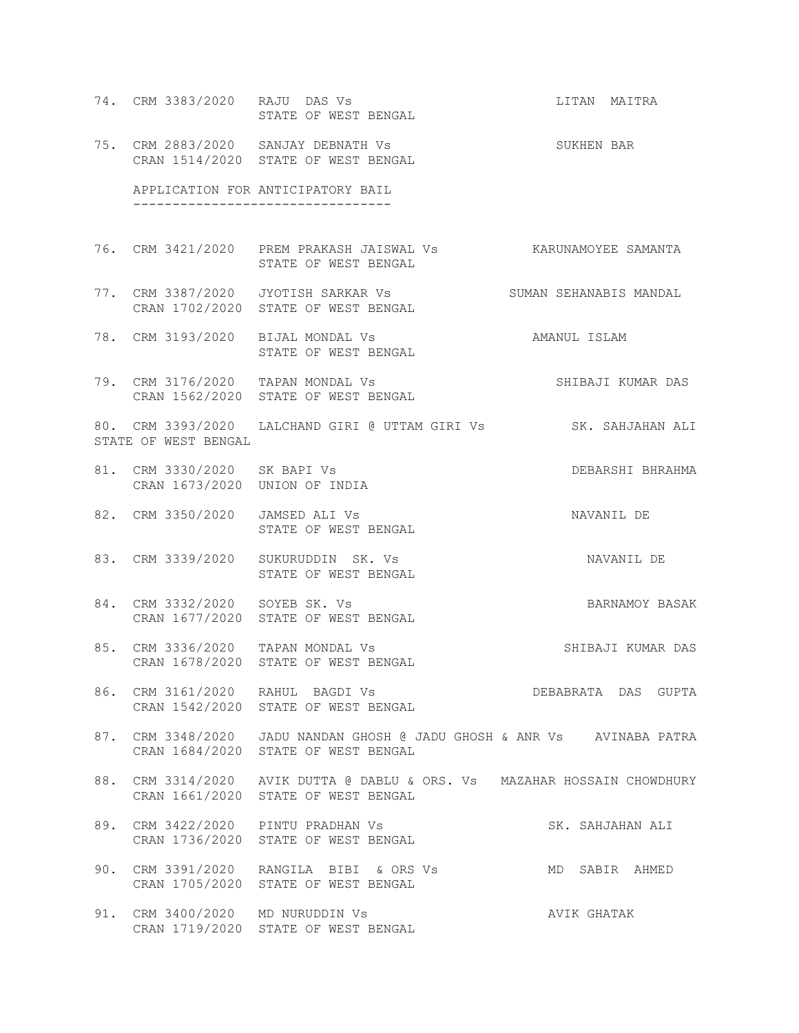74. CRM 3383/2020 RAJU DAS Vs STATE OF WEST BENGAL — LITAN MAITRA

75. CRM 2883/2020 CRAN 1514/2020 SANJAY DEBNATH Vs STATE OF WEST BENGAL — SUKHEN BAR

APPLICATION FOR ANTICIPATORY BAIL
--------------------------------

76. CRM 3421/2020 PREM PRAKASH JAISWAL Vs STATE OF WEST BENGAL — KARUNAMOYEE SAMANTA

77. CRM 3387/2020 CRAN 1702/2020 JYOTISH SARKAR Vs STATE OF WEST BENGAL — SUMAN SEHANABIS MANDAL

78. CRM 3193/2020 BIJAL MONDAL Vs STATE OF WEST BENGAL — AMANUL ISLAM

79. CRM 3176/2020 CRAN 1562/2020 TAPAN MONDAL Vs STATE OF WEST BENGAL — SHIBAJI KUMAR DAS

80. CRM 3393/2020 LALCHAND GIRI @ UTTAM GIRI Vs STATE OF WEST BENGAL — SK. SAHJAHAN ALI

81. CRM 3330/2020 CRAN 1673/2020 SK BAPI Vs UNION OF INDIA — DEBARSHI BHRAHMA

82. CRM 3350/2020 JAMSED ALI Vs STATE OF WEST BENGAL — NAVANIL DE

83. CRM 3339/2020 SUKURUDDIN SK. Vs STATE OF WEST BENGAL — NAVANIL DE

84. CRM 3332/2020 CRAN 1677/2020 SOYEB SK. Vs STATE OF WEST BENGAL — BARNAMOY BASAK

85. CRM 3336/2020 CRAN 1678/2020 TAPAN MONDAL Vs STATE OF WEST BENGAL — SHIBAJI KUMAR DAS

86. CRM 3161/2020 CRAN 1542/2020 RAHUL BAGDI Vs STATE OF WEST BENGAL — DEBABRATA DAS GUPTA

87. CRM 3348/2020 CRAN 1684/2020 JADU NANDAN GHOSH @ JADU GHOSH & ANR Vs STATE OF WEST BENGAL — AVINABA PATRA

88. CRM 3314/2020 CRAN 1661/2020 AVIK DUTTA @ DABLU & ORS. Vs STATE OF WEST BENGAL — MAZAHAR HOSSAIN CHOWDHURY

89. CRM 3422/2020 CRAN 1736/2020 PINTU PRADHAN Vs STATE OF WEST BENGAL — SK. SAHJAHAN ALI

90. CRM 3391/2020 CRAN 1705/2020 RANGILA BIBI & ORS Vs STATE OF WEST BENGAL — MD SABIR AHMED

91. CRM 3400/2020 CRAN 1719/2020 MD NURUDDIN Vs STATE OF WEST BENGAL — AVIK GHATAK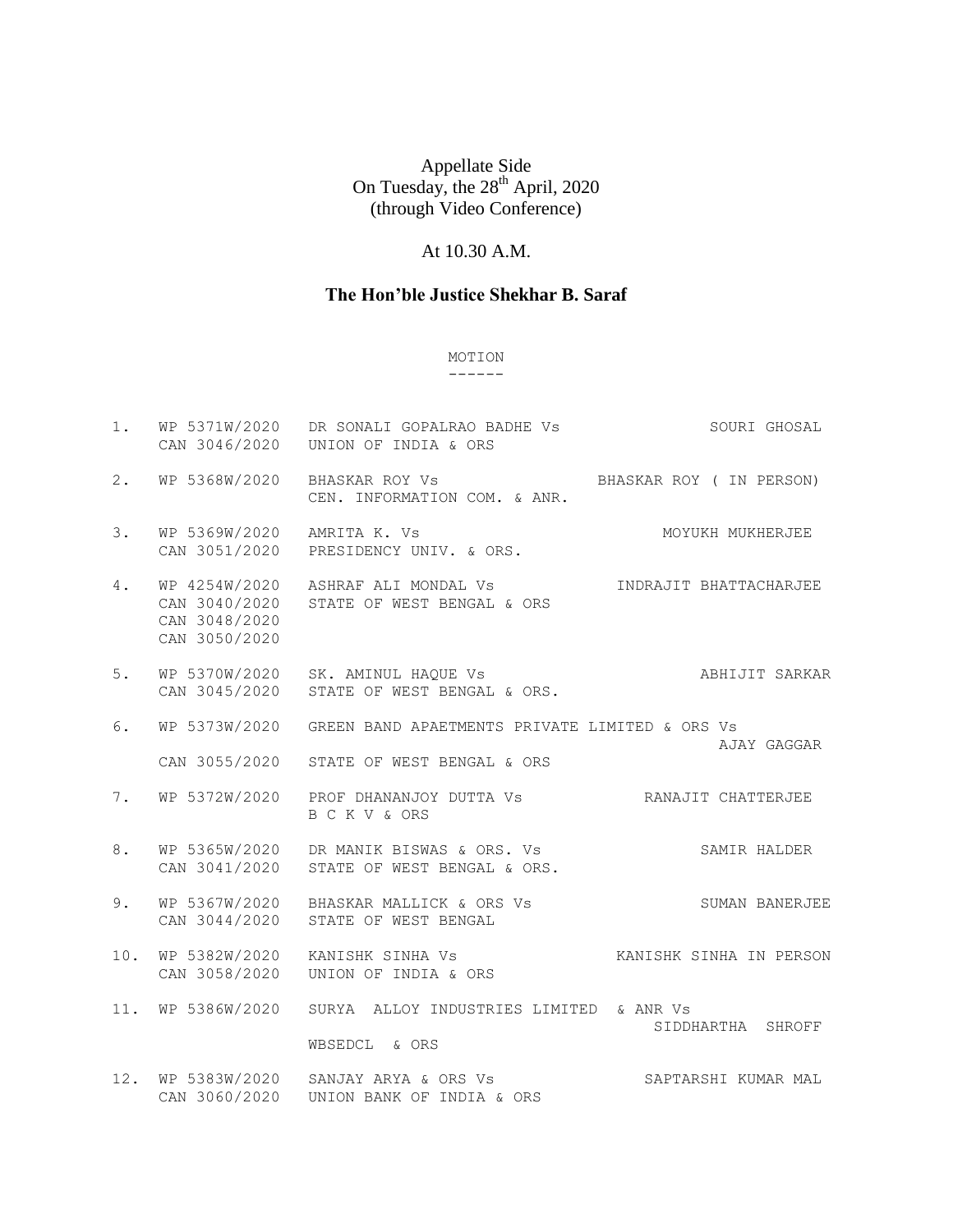Appellate Side
On Tuesday, the 28th April, 2020
(through Video Conference)

At 10.30 A.M.

## The Hon'ble Justice Shekhar B. Saraf

MOTION
------

| No. | Case No. | Parties | Advocate |
|---|---|---|---|
| 1. | WP 5371W/2020<br>CAN 3046/2020 | DR SONALI GOPALRAO BADHE Vs<br>UNION OF INDIA & ORS | SOURI GHOSAL |
| 2. | WP 5368W/2020 | BHASKAR ROY Vs<br>CEN. INFORMATION COM. & ANR. | BHASKAR ROY ( IN PERSON) |
| 3. | WP 5369W/2020<br>CAN 3051/2020 | AMRITA K. Vs<br>PRESIDENCY UNIV. & ORS. | MOYUKH MUKHERJEE |
| 4. | WP 4254W/2020<br>CAN 3040/2020<br>CAN 3048/2020<br>CAN 3050/2020 | ASHRAF ALI MONDAL Vs<br>STATE OF WEST BENGAL & ORS | INDRAJIT BHATTACHARJEE |
| 5. | WP 5370W/2020<br>CAN 3045/2020 | SK. AMINUL HAQUE Vs<br>STATE OF WEST BENGAL & ORS. | ABHIJIT SARKAR |
| 6. | WP 5373W/2020<br>CAN 3055/2020 | GREEN BAND APAETMENTS PRIVATE LIMITED & ORS Vs<br>STATE OF WEST BENGAL & ORS | AJAY GAGGAR |
| 7. | WP 5372W/2020 | PROF DHANANJOY DUTTA Vs<br>B C K V & ORS | RANAJIT CHATTERJEE |
| 8. | WP 5365W/2020<br>CAN 3041/2020 | DR MANIK BISWAS & ORS. Vs<br>STATE OF WEST BENGAL & ORS. | SAMIR HALDER |
| 9. | WP 5367W/2020<br>CAN 3044/2020 | BHASKAR MALLICK & ORS Vs<br>STATE OF WEST BENGAL | SUMAN BANERJEE |
| 10. | WP 5382W/2020<br>CAN 3058/2020 | KANISHK SINHA Vs<br>UNION OF INDIA & ORS | KANISHK SINHA IN PERSON |
| 11. | WP 5386W/2020 | SURYA ALLOY INDUSTRIES LIMITED & ANR Vs<br>WBSEDCL & ORS | SIDDHARTHA SHROFF |
| 12. | WP 5383W/2020<br>CAN 3060/2020 | SANJAY ARYA & ORS Vs<br>UNION BANK OF INDIA & ORS | SAPTARSHI KUMAR MAL |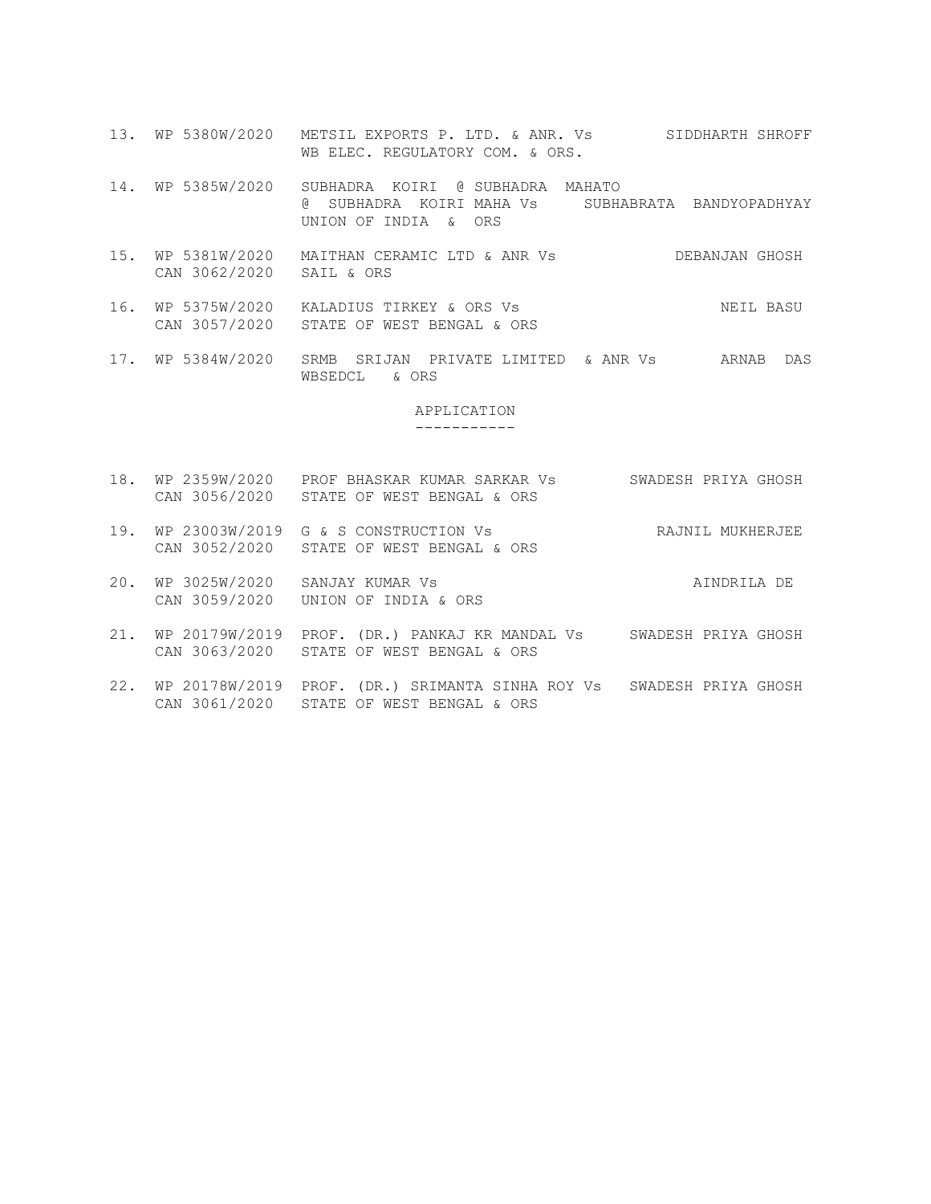13. WP 5380W/2020 METSIL EXPORTS P. LTD. & ANR. Vs SIDDHARTH SHROFF
    WB ELEC. REGULATORY COM. & ORS.

14. WP 5385W/2020 SUBHADRA KOIRI @ SUBHADRA MAHATO
    @ SUBHADRA KOIRI MAHA Vs SUBHABRATA BANDYOPADHYAY
    UNION OF INDIA & ORS

15. WP 5381W/2020 MAITHAN CERAMIC LTD & ANR Vs DEBANJAN GHOSH
    CAN 3062/2020 SAIL & ORS

16. WP 5375W/2020 KALADIUS TIRKEY & ORS Vs NEIL BASU
    CAN 3057/2020 STATE OF WEST BENGAL & ORS

17. WP 5384W/2020 SRMB SRIJAN PRIVATE LIMITED & ANR Vs ARNAB DAS
    WBSEDCL & ORS

APPLICATION
-----------

18. WP 2359W/2020 PROF BHASKAR KUMAR SARKAR Vs SWADESH PRIYA GHOSH
    CAN 3056/2020 STATE OF WEST BENGAL & ORS

19. WP 23003W/2019 G & S CONSTRUCTION Vs RAJNIL MUKHERJEE
    CAN 3052/2020 STATE OF WEST BENGAL & ORS

20. WP 3025W/2020 SANJAY KUMAR Vs AINDRILA DE
    CAN 3059/2020 UNION OF INDIA & ORS

21. WP 20179W/2019 PROF. (DR.) PANKAJ KR MANDAL Vs SWADESH PRIYA GHOSH
    CAN 3063/2020 STATE OF WEST BENGAL & ORS

22. WP 20178W/2019 PROF. (DR.) SRIMANTA SINHA ROY Vs SWADESH PRIYA GHOSH
    CAN 3061/2020 STATE OF WEST BENGAL & ORS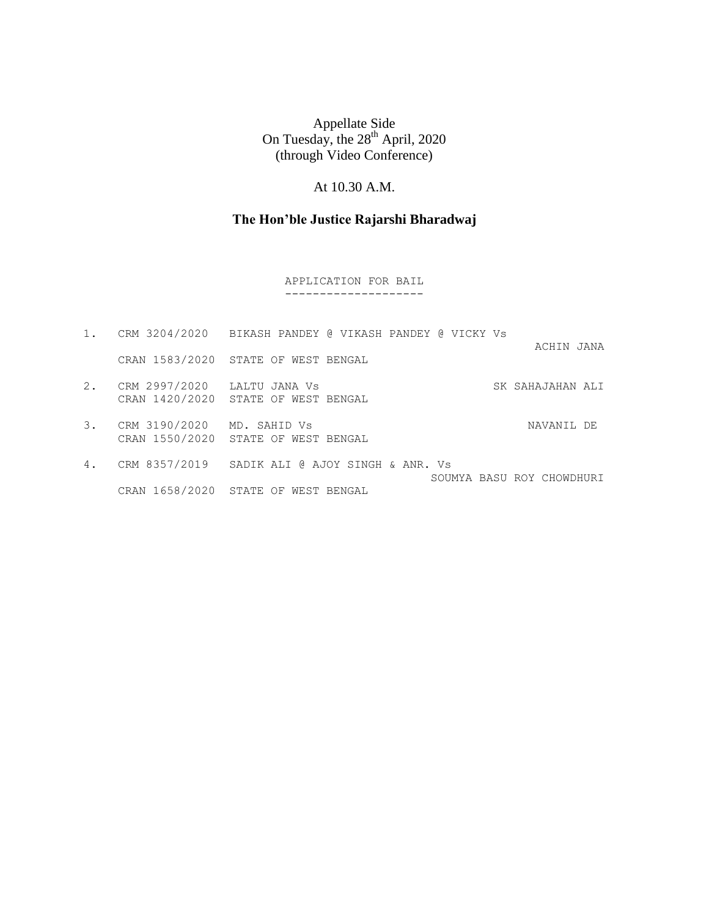Appellate Side
On Tuesday, the 28th April, 2020
(through Video Conference)

At 10.30 A.M.

**The Hon'ble Justice Rajarshi Bharadwaj**

APPLICATION FOR BAIL
--------------------

| No. | Case No. | Parties | Advocate |
|---|---|---|---|
| 1. | CRM 3204/2020<br>CRAN 1583/2020 | BIKASH PANDEY @ VIKASH PANDEY @ VICKY Vs<br>STATE OF WEST BENGAL | ACHIN JANA |
| 2. | CRM 2997/2020<br>CRAN 1420/2020 | LALTU JANA Vs<br>STATE OF WEST BENGAL | SK SAHAJAHAN ALI |
| 3. | CRM 3190/2020<br>CRAN 1550/2020 | MD. SAHID Vs<br>STATE OF WEST BENGAL | NAVANIL DE |
| 4. | CRM 8357/2019<br>CRAN 1658/2020 | SADIK ALI @ AJOY SINGH & ANR. Vs<br>STATE OF WEST BENGAL | SOUMYA BASU ROY CHOWDHURI |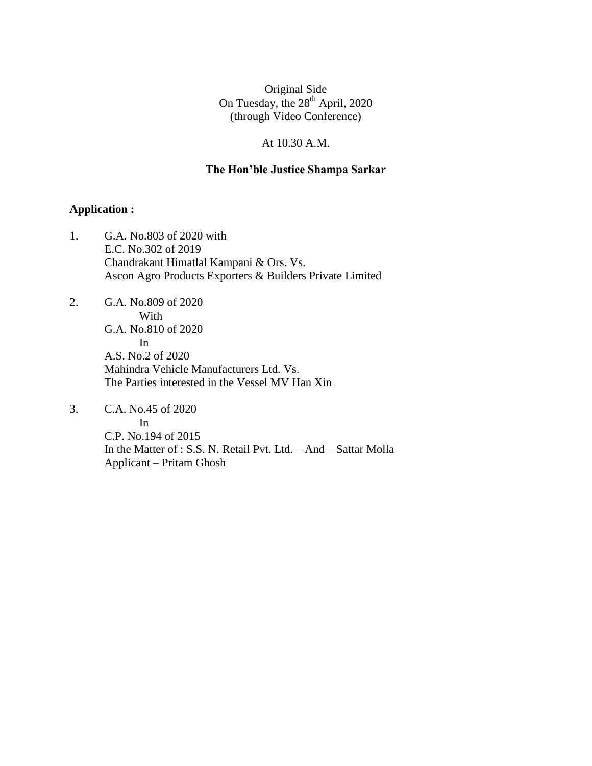Original Side
On Tuesday, the 28th April, 2020
(through Video Conference)

At 10.30 A.M.

**The Hon'ble Justice Shampa Sarkar**

**Application :**

1. G.A. No.803 of 2020 with
   E.C. No.302 of 2019
   Chandrakant Himatlal Kampani & Ors. Vs.
   Ascon Agro Products Exporters & Builders Private Limited

2. G.A. No.809 of 2020
   With
   G.A. No.810 of 2020
   In
   A.S. No.2 of 2020
   Mahindra Vehicle Manufacturers Ltd. Vs.
   The Parties interested in the Vessel MV Han Xin

3. C.A. No.45 of 2020
   In
   C.P. No.194 of 2015
   In the Matter of : S.S. N. Retail Pvt. Ltd. – And – Sattar Molla
   Applicant – Pritam Ghosh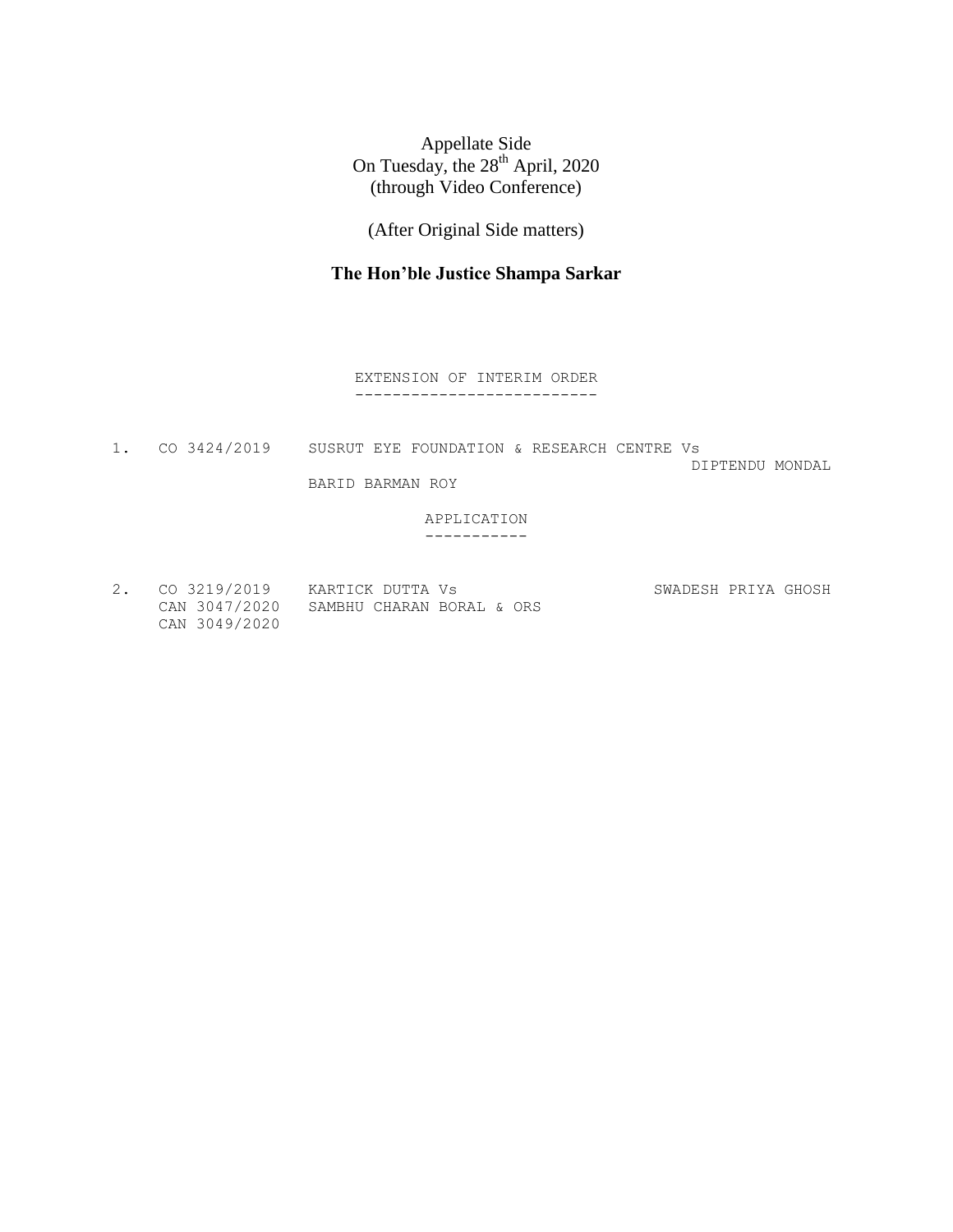Appellate Side
On Tuesday, the 28th April, 2020
(through Video Conference)

(After Original Side matters)

**The Hon'ble Justice Shampa Sarkar**

EXTENSION OF INTERIM ORDER
--------------------------

1. CO 3424/2019 SUSRUT EYE FOUNDATION & RESEARCH CENTRE Vs DIPTENDU MONDAL
   BARID BARMAN ROY

APPLICATION
-----------

2. CO 3219/2019 KARTICK DUTTA Vs SWADESH PRIYA GHOSH
   CAN 3047/2020 SAMBHU CHARAN BORAL & ORS
   CAN 3049/2020